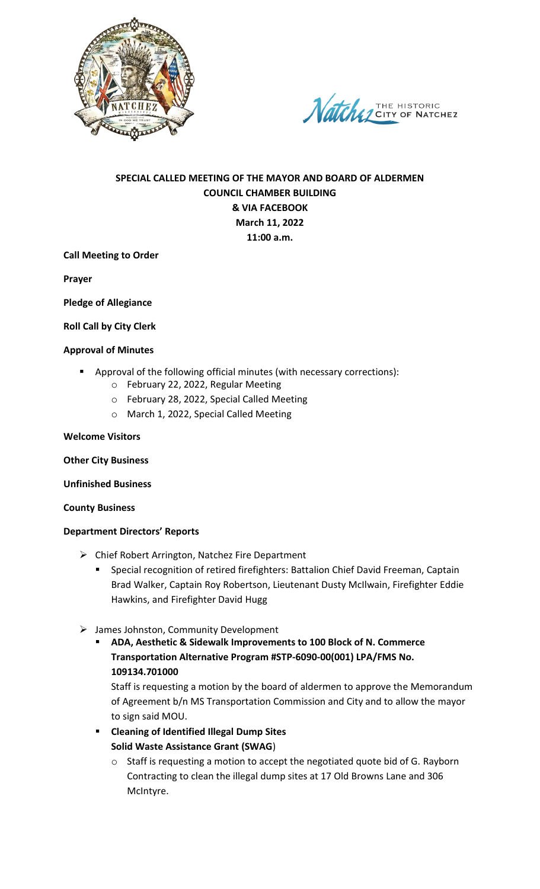**SPECIAL CALLED MEETING OF THE MAYOR AND BOARD OF ALDERMEN**
**COUNCIL CHAMBER BUILDING**
**& VIA FACEBOOK**
**March 11, 2022**
**11:00 a.m.**

**Call Meeting to Order**

**Prayer**

**Pledge of Allegiance**

**Roll Call by City Clerk**

**Approval of Minutes**

- Approval of the following official minutes (with necessary corrections):
  - February 22, 2022, Regular Meeting
  - February 28, 2022, Special Called Meeting
  - March 1, 2022, Special Called Meeting

**Welcome Visitors**

**Other City Business**

**Unfinished Business**

**County Business**

**Department Directors' Reports**

- Chief Robert Arrington, Natchez Fire Department
  - Special recognition of retired firefighters: Battalion Chief David Freeman, Captain Brad Walker, Captain Roy Robertson, Lieutenant Dusty McIlwain, Firefighter Eddie Hawkins, and Firefighter David Hugg

- James Johnston, Community Development
  - **ADA, Aesthetic & Sidewalk Improvements to 100 Block of N. Commerce Transportation Alternative Program #STP-6090-00(001) LPA/FMS No. 109134.701000**

    Staff is requesting a motion by the board of aldermen to approve the Memorandum of Agreement b/n MS Transportation Commission and City and to allow the mayor to sign said MOU.
  - **Cleaning of Identified Illegal Dump Sites**
    **Solid Waste Assistance Grant (SWAG**)
    - Staff is requesting a motion to accept the negotiated quote bid of G. Rayborn Contracting to clean the illegal dump sites at 17 Old Browns Lane and 306 McIntyre.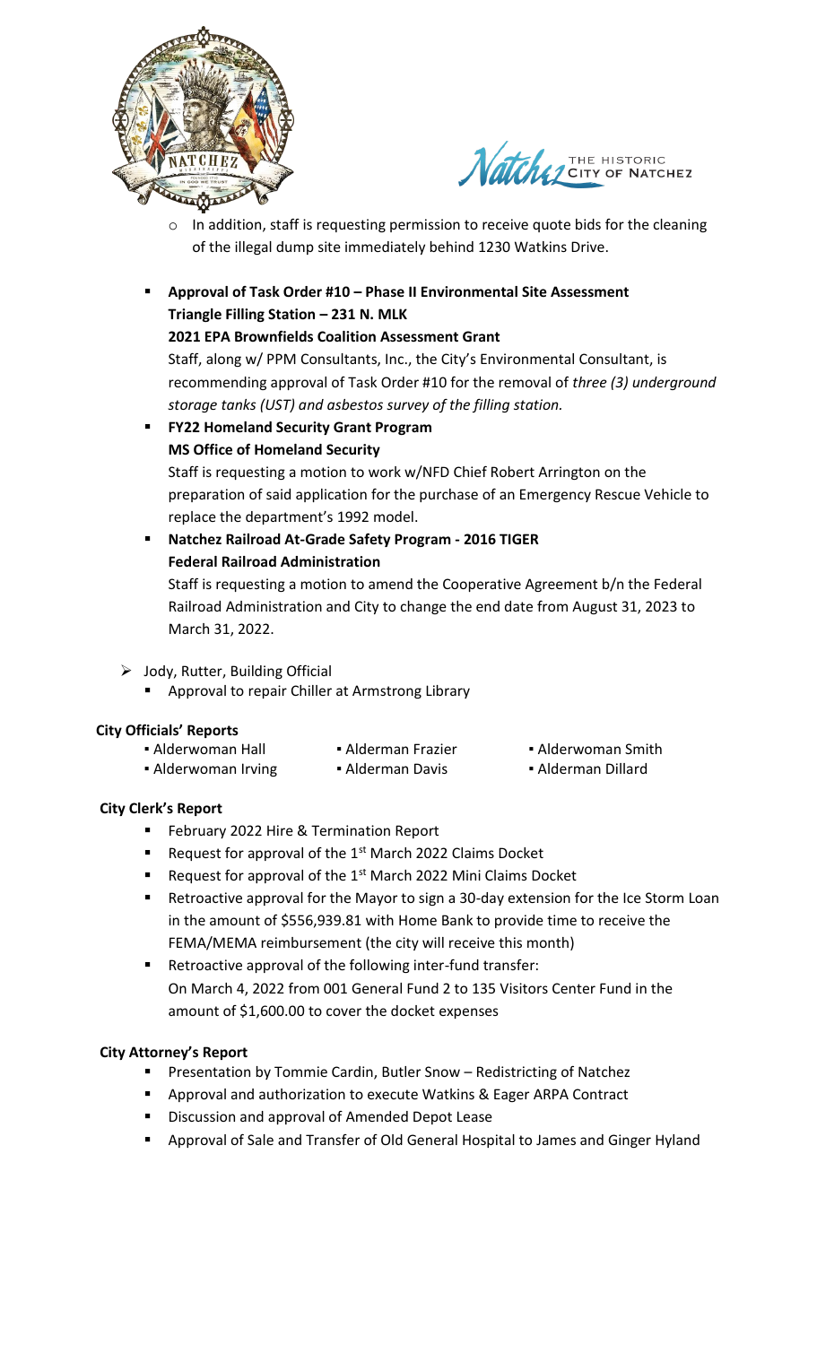- In addition, staff is requesting permission to receive quote bids for the cleaning of the illegal dump site immediately behind 1230 Watkins Drive.

- **Approval of Task Order #10 – Phase II Environmental Site Assessment**
  **Triangle Filling Station – 231 N. MLK**
  **2021 EPA Brownfields Coalition Assessment Grant**
  Staff, along w/ PPM Consultants, Inc., the City's Environmental Consultant, is recommending approval of Task Order #10 for the removal of *three (3) underground storage tanks (UST) and asbestos survey of the filling station.*
- **FY22 Homeland Security Grant Program**
  **MS Office of Homeland Security**
  Staff is requesting a motion to work w/NFD Chief Robert Arrington on the preparation of said application for the purchase of an Emergency Rescue Vehicle to replace the department's 1992 model.
- **Natchez Railroad At-Grade Safety Program - 2016 TIGER**
  **Federal Railroad Administration**
  Staff is requesting a motion to amend the Cooperative Agreement b/n the Federal Railroad Administration and City to change the end date from August 31, 2023 to March 31, 2022.

- Jody, Rutter, Building Official
  - Approval to repair Chiller at Armstrong Library

**City Officials' Reports**

- Alderwoman Hall
- Alderman Frazier
- Alderwoman Smith
- Alderwoman Irving
- Alderman Davis
- Alderman Dillard

**City Clerk's Report**

- February 2022 Hire & Termination Report
- Request for approval of the 1st March 2022 Claims Docket
- Request for approval of the 1st March 2022 Mini Claims Docket
- Retroactive approval for the Mayor to sign a 30-day extension for the Ice Storm Loan in the amount of $556,939.81 with Home Bank to provide time to receive the FEMA/MEMA reimbursement (the city will receive this month)
- Retroactive approval of the following inter-fund transfer:
  On March 4, 2022 from 001 General Fund 2 to 135 Visitors Center Fund in the amount of $1,600.00 to cover the docket expenses

**City Attorney's Report**

- Presentation by Tommie Cardin, Butler Snow – Redistricting of Natchez
- Approval and authorization to execute Watkins & Eager ARPA Contract
- Discussion and approval of Amended Depot Lease
- Approval of Sale and Transfer of Old General Hospital to James and Ginger Hyland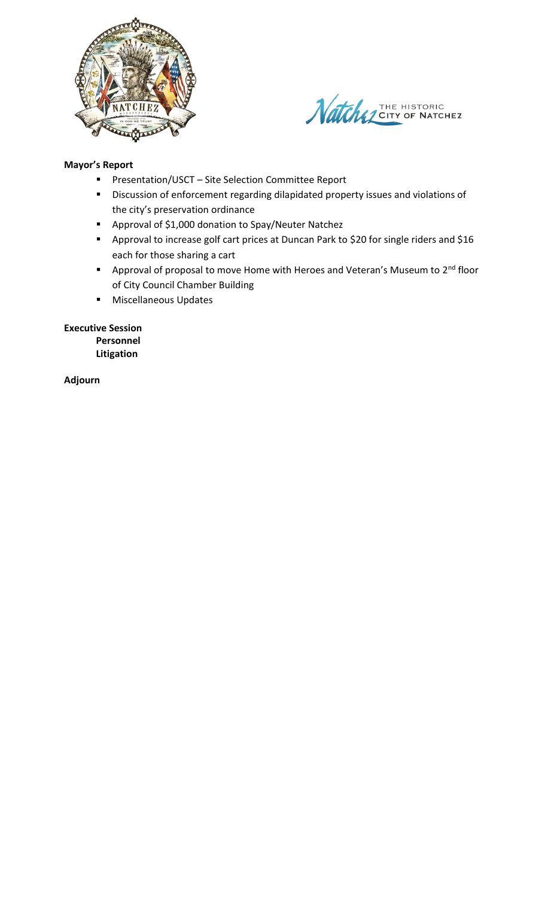**Mayor's Report**

- Presentation/USCT – Site Selection Committee Report
- Discussion of enforcement regarding dilapidated property issues and violations of the city's preservation ordinance
- Approval of $1,000 donation to Spay/Neuter Natchez
- Approval to increase golf cart prices at Duncan Park to $20 for single riders and $16 each for those sharing a cart
- Approval of proposal to move Home with Heroes and Veteran's Museum to 2nd floor of City Council Chamber Building
- Miscellaneous Updates

**Executive Session**

**Personnel**

**Litigation**

**Adjourn**